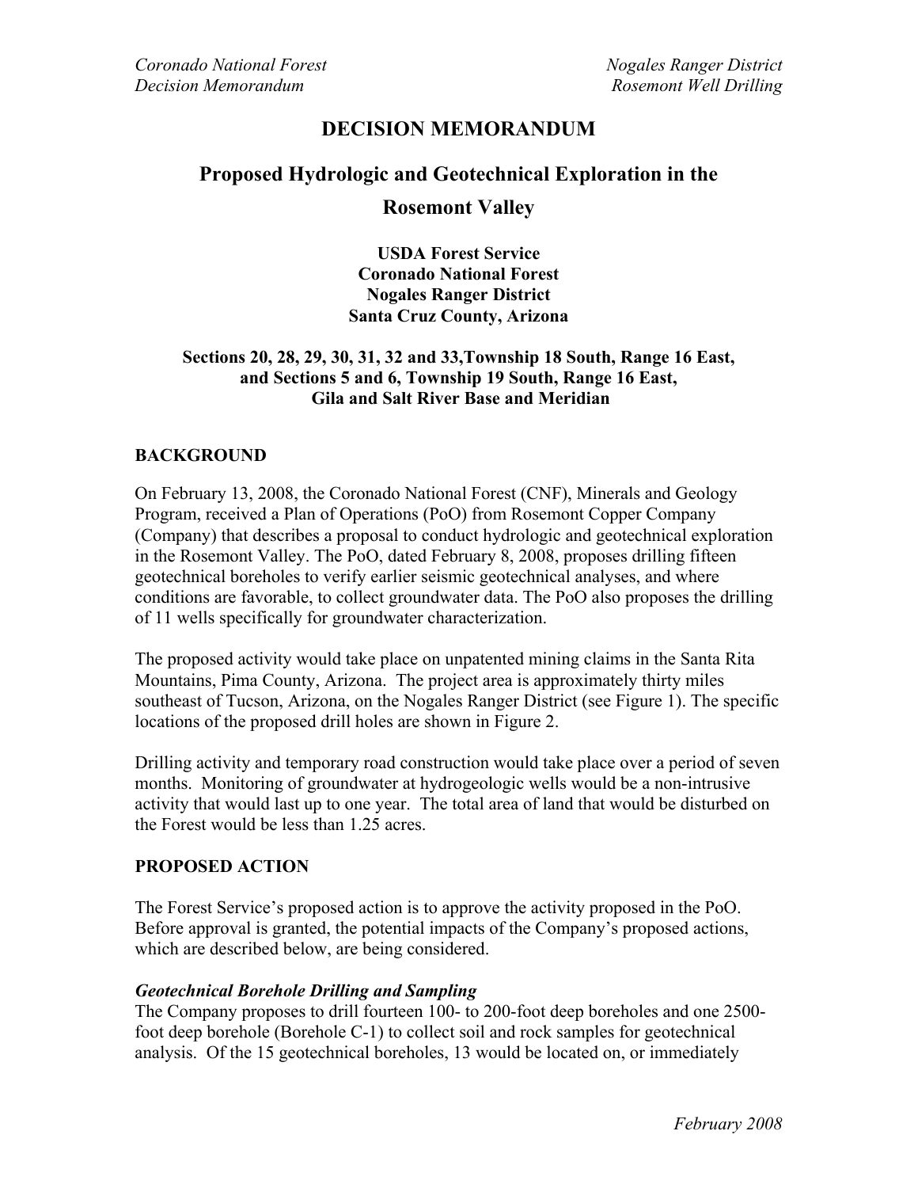# DECISION MEMORANDUM

## Proposed Hydrologic and Geotechnical Exploration in the Rosemont Valley

**USDA Forest Service**
**Coronado National Forest**
**Nogales Ranger District**
**Santa Cruz County, Arizona**

**Sections 20, 28, 29, 30, 31, 32 and 33,Township 18 South, Range 16 East, and Sections 5 and 6, Township 19 South, Range 16 East, Gila and Salt River Base and Meridian**

### BACKGROUND

On February 13, 2008, the Coronado National Forest (CNF), Minerals and Geology Program, received a Plan of Operations (PoO) from Rosemont Copper Company (Company) that describes a proposal to conduct hydrologic and geotechnical exploration in the Rosemont Valley. The PoO, dated February 8, 2008, proposes drilling fifteen geotechnical boreholes to verify earlier seismic geotechnical analyses, and where conditions are favorable, to collect groundwater data. The PoO also proposes the drilling of 11 wells specifically for groundwater characterization.

The proposed activity would take place on unpatented mining claims in the Santa Rita Mountains, Pima County, Arizona. The project area is approximately thirty miles southeast of Tucson, Arizona, on the Nogales Ranger District (see Figure 1). The specific locations of the proposed drill holes are shown in Figure 2.

Drilling activity and temporary road construction would take place over a period of seven months. Monitoring of groundwater at hydrogeologic wells would be a non-intrusive activity that would last up to one year. The total area of land that would be disturbed on the Forest would be less than 1.25 acres.

### PROPOSED ACTION

The Forest Service's proposed action is to approve the activity proposed in the PoO. Before approval is granted, the potential impacts of the Company's proposed actions, which are described below, are being considered.

***Geotechnical Borehole Drilling and Sampling***

The Company proposes to drill fourteen 100- to 200-foot deep boreholes and one 2500-foot deep borehole (Borehole C-1) to collect soil and rock samples for geotechnical analysis. Of the 15 geotechnical boreholes, 13 would be located on, or immediately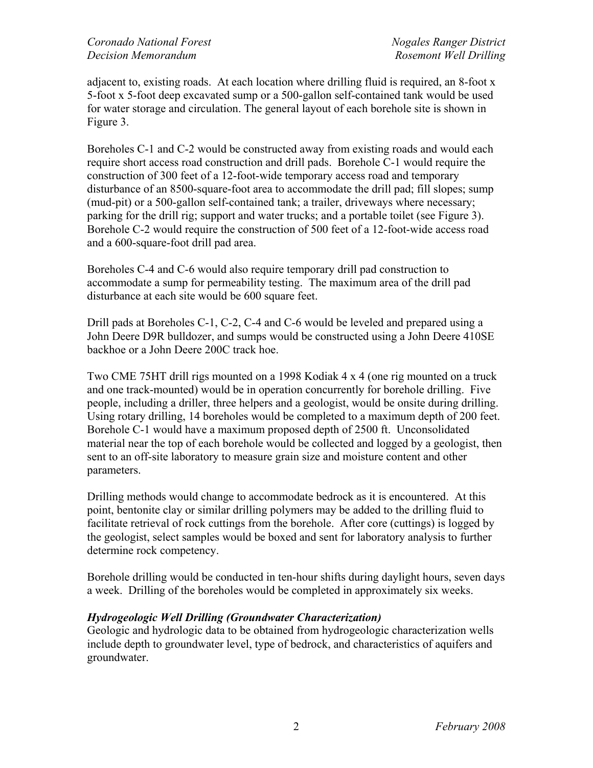adjacent to, existing roads. At each location where drilling fluid is required, an 8-foot x 5-foot x 5-foot deep excavated sump or a 500-gallon self-contained tank would be used for water storage and circulation. The general layout of each borehole site is shown in Figure 3.

Boreholes C-1 and C-2 would be constructed away from existing roads and would each require short access road construction and drill pads. Borehole C-1 would require the construction of 300 feet of a 12-foot-wide temporary access road and temporary disturbance of an 8500-square-foot area to accommodate the drill pad; fill slopes; sump (mud-pit) or a 500-gallon self-contained tank; a trailer, driveways where necessary; parking for the drill rig; support and water trucks; and a portable toilet (see Figure 3). Borehole C-2 would require the construction of 500 feet of a 12-foot-wide access road and a 600-square-foot drill pad area.

Boreholes C-4 and C-6 would also require temporary drill pad construction to accommodate a sump for permeability testing. The maximum area of the drill pad disturbance at each site would be 600 square feet.

Drill pads at Boreholes C-1, C-2, C-4 and C-6 would be leveled and prepared using a John Deere D9R bulldozer, and sumps would be constructed using a John Deere 410SE backhoe or a John Deere 200C track hoe.

Two CME 75HT drill rigs mounted on a 1998 Kodiak 4 x 4 (one rig mounted on a truck and one track-mounted) would be in operation concurrently for borehole drilling. Five people, including a driller, three helpers and a geologist, would be onsite during drilling. Using rotary drilling, 14 boreholes would be completed to a maximum depth of 200 feet. Borehole C-1 would have a maximum proposed depth of 2500 ft. Unconsolidated material near the top of each borehole would be collected and logged by a geologist, then sent to an off-site laboratory to measure grain size and moisture content and other parameters.

Drilling methods would change to accommodate bedrock as it is encountered. At this point, bentonite clay or similar drilling polymers may be added to the drilling fluid to facilitate retrieval of rock cuttings from the borehole. After core (cuttings) is logged by the geologist, select samples would be boxed and sent for laboratory analysis to further determine rock competency.

Borehole drilling would be conducted in ten-hour shifts during daylight hours, seven days a week. Drilling of the boreholes would be completed in approximately six weeks.

***Hydrogeologic Well Drilling (Groundwater Characterization)***

Geologic and hydrologic data to be obtained from hydrogeologic characterization wells include depth to groundwater level, type of bedrock, and characteristics of aquifers and groundwater.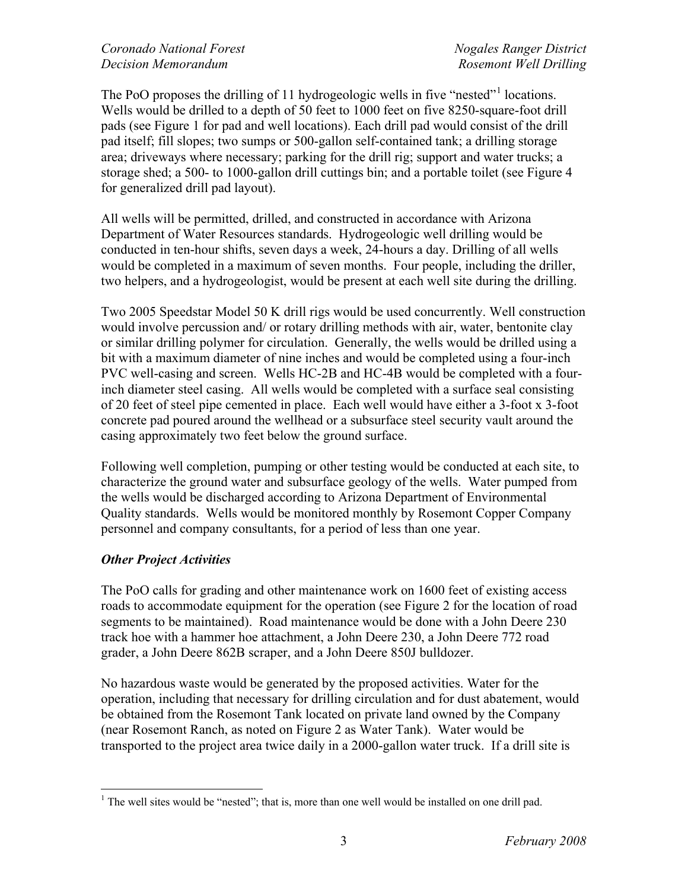The PoO proposes the drilling of 11 hydrogeologic wells in five "nested"[1] locations. Wells would be drilled to a depth of 50 feet to 1000 feet on five 8250-square-foot drill pads (see Figure 1 for pad and well locations). Each drill pad would consist of the drill pad itself; fill slopes; two sumps or 500-gallon self-contained tank; a drilling storage area; driveways where necessary; parking for the drill rig; support and water trucks; a storage shed; a 500- to 1000-gallon drill cuttings bin; and a portable toilet (see Figure 4 for generalized drill pad layout).

All wells will be permitted, drilled, and constructed in accordance with Arizona Department of Water Resources standards. Hydrogeologic well drilling would be conducted in ten-hour shifts, seven days a week, 24-hours a day. Drilling of all wells would be completed in a maximum of seven months. Four people, including the driller, two helpers, and a hydrogeologist, would be present at each well site during the drilling.

Two 2005 Speedstar Model 50 K drill rigs would be used concurrently. Well construction would involve percussion and/ or rotary drilling methods with air, water, bentonite clay or similar drilling polymer for circulation. Generally, the wells would be drilled using a bit with a maximum diameter of nine inches and would be completed using a four-inch PVC well-casing and screen. Wells HC-2B and HC-4B would be completed with a four-inch diameter steel casing. All wells would be completed with a surface seal consisting of 20 feet of steel pipe cemented in place. Each well would have either a 3-foot x 3-foot concrete pad poured around the wellhead or a subsurface steel security vault around the casing approximately two feet below the ground surface.

Following well completion, pumping or other testing would be conducted at each site, to characterize the ground water and subsurface geology of the wells. Water pumped from the wells would be discharged according to Arizona Department of Environmental Quality standards. Wells would be monitored monthly by Rosemont Copper Company personnel and company consultants, for a period of less than one year.

### *Other Project Activities*

The PoO calls for grading and other maintenance work on 1600 feet of existing access roads to accommodate equipment for the operation (see Figure 2 for the location of road segments to be maintained). Road maintenance would be done with a John Deere 230 track hoe with a hammer hoe attachment, a John Deere 230, a John Deere 772 road grader, a John Deere 862B scraper, and a John Deere 850J bulldozer.

No hazardous waste would be generated by the proposed activities. Water for the operation, including that necessary for drilling circulation and for dust abatement, would be obtained from the Rosemont Tank located on private land owned by the Company (near Rosemont Ranch, as noted on Figure 2 as Water Tank). Water would be transported to the project area twice daily in a 2000-gallon water truck. If a drill site is

[1] The well sites would be "nested"; that is, more than one well would be installed on one drill pad.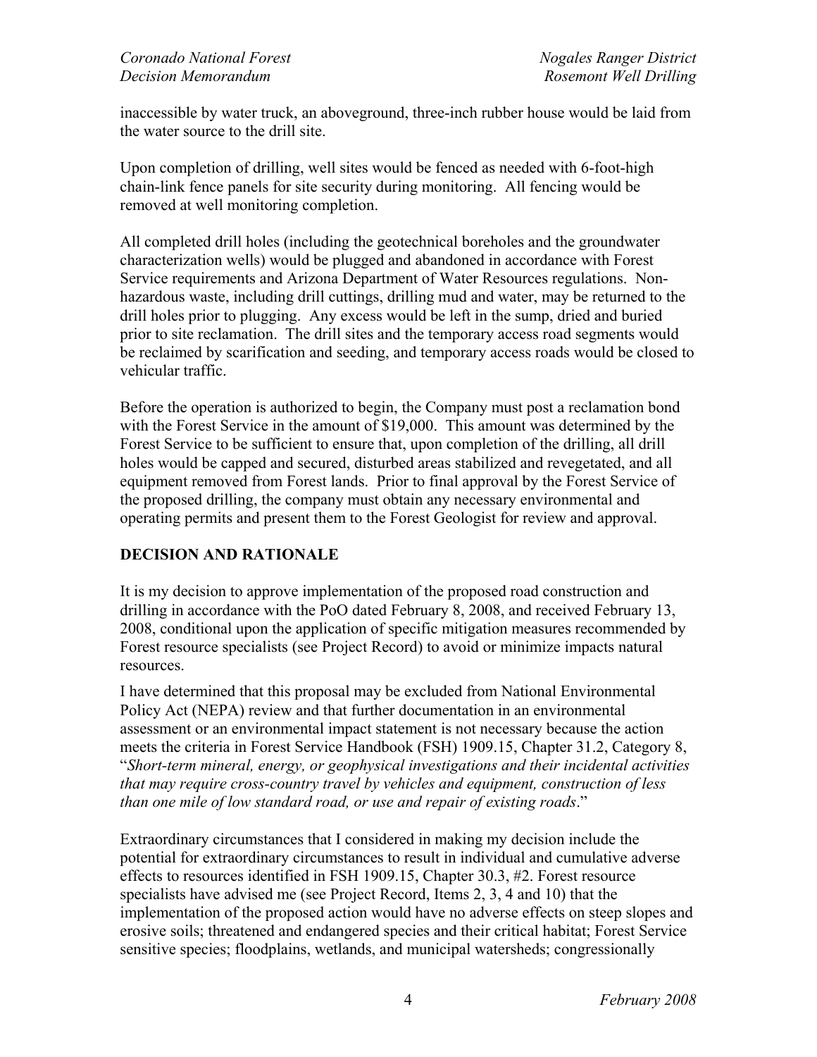inaccessible by water truck, an aboveground, three-inch rubber house would be laid from the water source to the drill site.

Upon completion of drilling, well sites would be fenced as needed with 6-foot-high chain-link fence panels for site security during monitoring. All fencing would be removed at well monitoring completion.

All completed drill holes (including the geotechnical boreholes and the groundwater characterization wells) would be plugged and abandoned in accordance with Forest Service requirements and Arizona Department of Water Resources regulations. Non-hazardous waste, including drill cuttings, drilling mud and water, may be returned to the drill holes prior to plugging. Any excess would be left in the sump, dried and buried prior to site reclamation. The drill sites and the temporary access road segments would be reclaimed by scarification and seeding, and temporary access roads would be closed to vehicular traffic.

Before the operation is authorized to begin, the Company must post a reclamation bond with the Forest Service in the amount of $19,000. This amount was determined by the Forest Service to be sufficient to ensure that, upon completion of the drilling, all drill holes would be capped and secured, disturbed areas stabilized and revegetated, and all equipment removed from Forest lands. Prior to final approval by the Forest Service of the proposed drilling, the company must obtain any necessary environmental and operating permits and present them to the Forest Geologist for review and approval.

## DECISION AND RATIONALE

It is my decision to approve implementation of the proposed road construction and drilling in accordance with the PoO dated February 8, 2008, and received February 13, 2008, conditional upon the application of specific mitigation measures recommended by Forest resource specialists (see Project Record) to avoid or minimize impacts natural resources.

I have determined that this proposal may be excluded from National Environmental Policy Act (NEPA) review and that further documentation in an environmental assessment or an environmental impact statement is not necessary because the action meets the criteria in Forest Service Handbook (FSH) 1909.15, Chapter 31.2, Category 8, "*Short-term mineral, energy, or geophysical investigations and their incidental activities that may require cross-country travel by vehicles and equipment, construction of less than one mile of low standard road, or use and repair of existing roads*."

Extraordinary circumstances that I considered in making my decision include the potential for extraordinary circumstances to result in individual and cumulative adverse effects to resources identified in FSH 1909.15, Chapter 30.3, #2. Forest resource specialists have advised me (see Project Record, Items 2, 3, 4 and 10) that the implementation of the proposed action would have no adverse effects on steep slopes and erosive soils; threatened and endangered species and their critical habitat; Forest Service sensitive species; floodplains, wetlands, and municipal watersheds; congressionally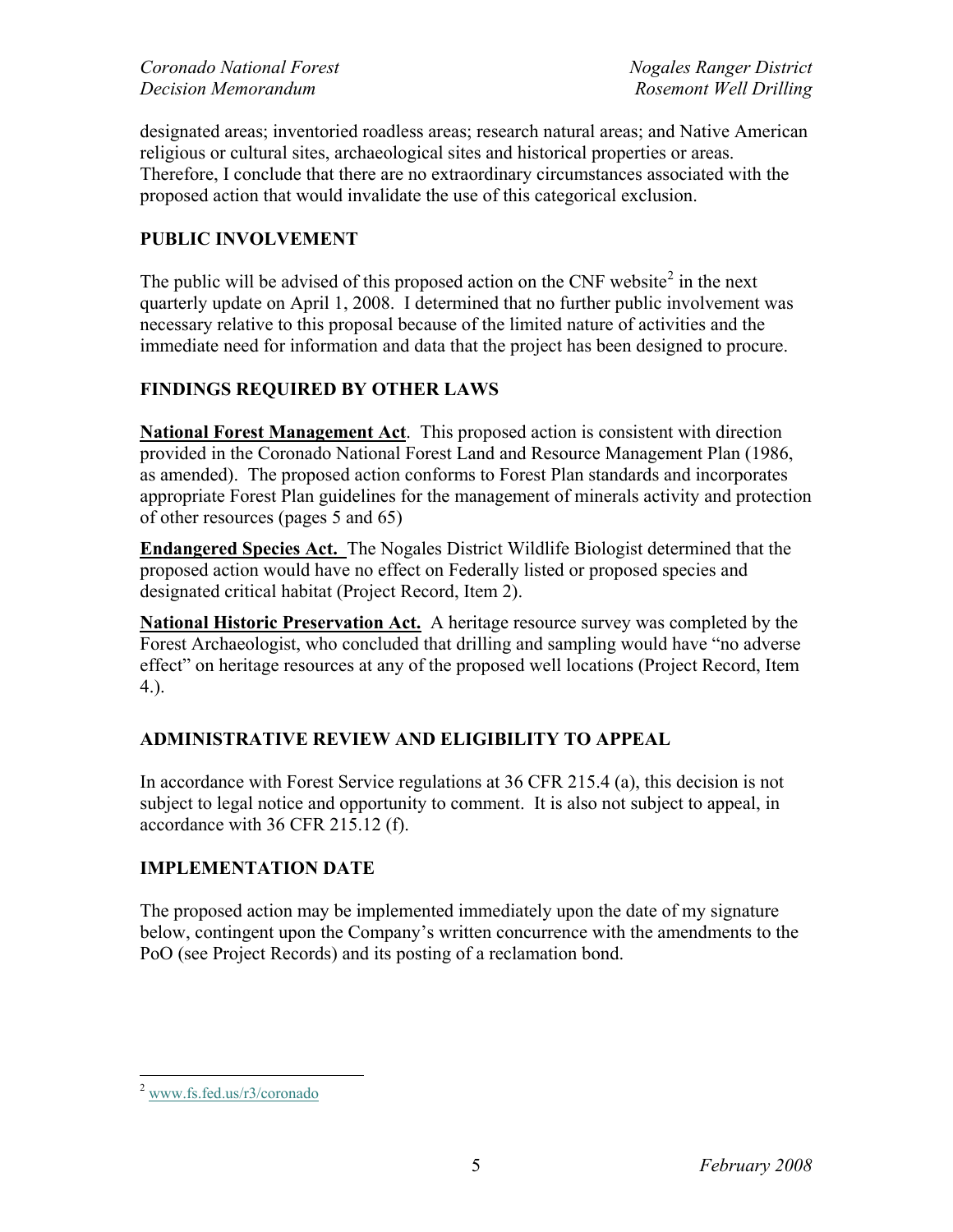designated areas; inventoried roadless areas; research natural areas; and Native American religious or cultural sites, archaeological sites and historical properties or areas. Therefore, I conclude that there are no extraordinary circumstances associated with the proposed action that would invalidate the use of this categorical exclusion.

## PUBLIC INVOLVEMENT

The public will be advised of this proposed action on the CNF website[2] in the next quarterly update on April 1, 2008. I determined that no further public involvement was necessary relative to this proposal because of the limited nature of activities and the immediate need for information and data that the project has been designed to procure.

## FINDINGS REQUIRED BY OTHER LAWS

**National Forest Management Act**. This proposed action is consistent with direction provided in the Coronado National Forest Land and Resource Management Plan (1986, as amended). The proposed action conforms to Forest Plan standards and incorporates appropriate Forest Plan guidelines for the management of minerals activity and protection of other resources (pages 5 and 65)

**Endangered Species Act.** The Nogales District Wildlife Biologist determined that the proposed action would have no effect on Federally listed or proposed species and designated critical habitat (Project Record, Item 2).

**National Historic Preservation Act.** A heritage resource survey was completed by the Forest Archaeologist, who concluded that drilling and sampling would have "no adverse effect" on heritage resources at any of the proposed well locations (Project Record, Item 4.).

## ADMINISTRATIVE REVIEW AND ELIGIBILITY TO APPEAL

In accordance with Forest Service regulations at 36 CFR 215.4 (a), this decision is not subject to legal notice and opportunity to comment. It is also not subject to appeal, in accordance with 36 CFR 215.12 (f).

## IMPLEMENTATION DATE

The proposed action may be implemented immediately upon the date of my signature below, contingent upon the Company's written concurrence with the amendments to the PoO (see Project Records) and its posting of a reclamation bond.

---

[2] www.fs.fed.us/r3/coronado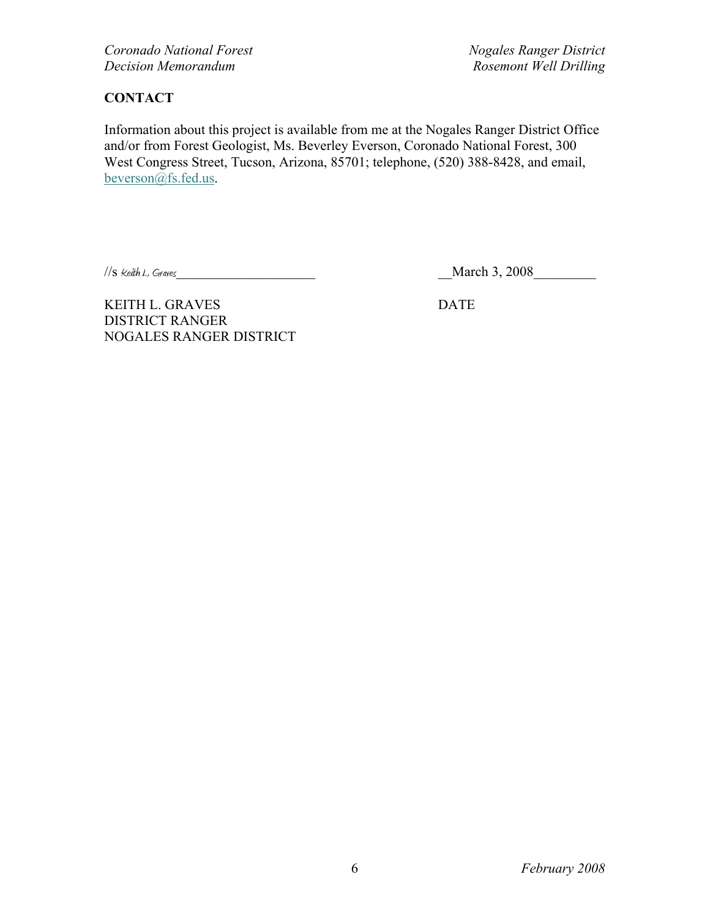## CONTACT

Information about this project is available from me at the Nogales Ranger District Office and/or from Forest Geologist, Ms. Beverley Everson, Coronado National Forest, 300 West Congress Street, Tucson, Arizona, 85701; telephone, (520) 388-8428, and email, beverson@fs.fed.us.

//s Keith L. Graves____________________  __March 3, 2008_________

KEITH L. GRAVES  
DISTRICT RANGER  
NOGALES RANGER DISTRICT

DATE